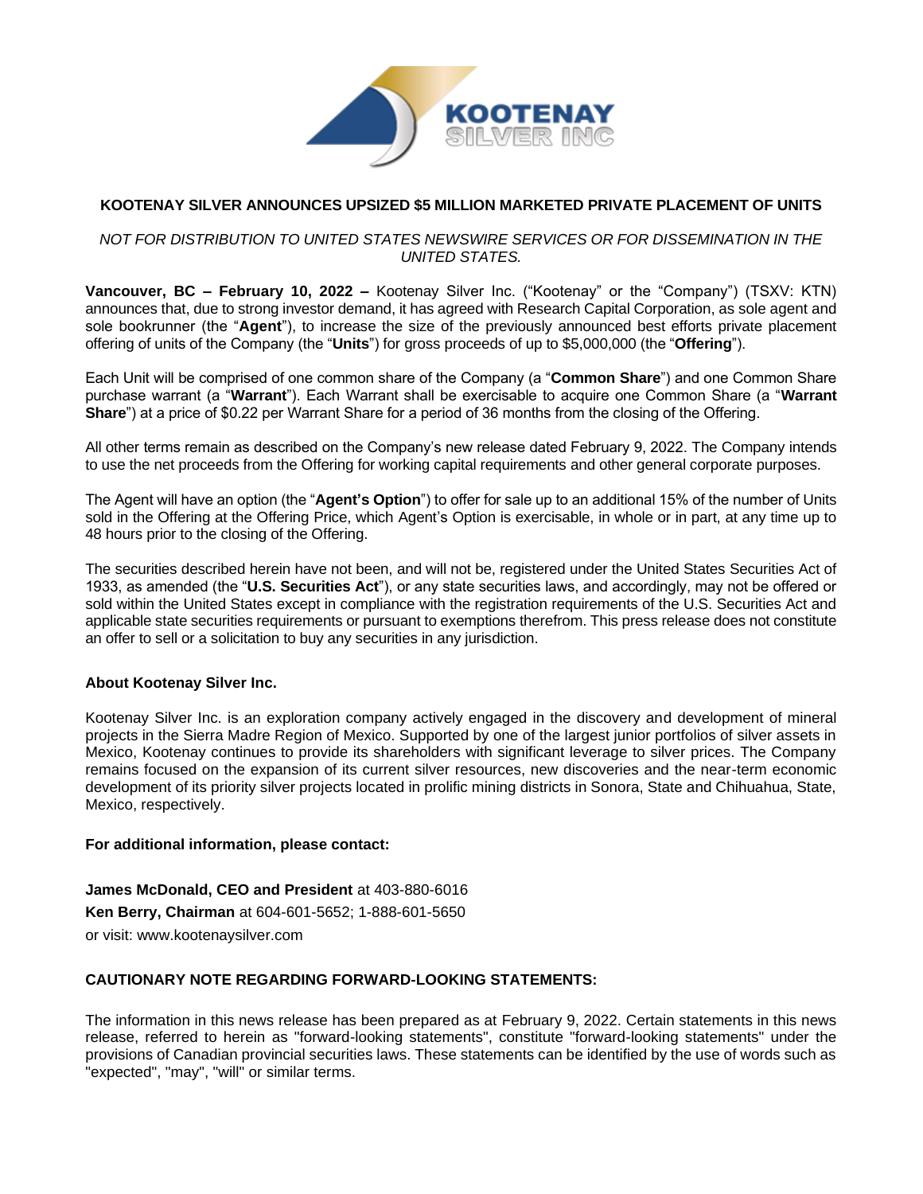# KOOTENAY SILVER ANNOUNCES UPSIZED $5 MILLION MARKETED PRIVATE PLACEMENT OF UNITS

*NOT FOR DISTRIBUTION TO UNITED STATES NEWSWIRE SERVICES OR FOR DISSEMINATION IN THE UNITED STATES.*

**Vancouver, BC – February 10, 2022 –** Kootenay Silver Inc. ("Kootenay" or the "Company") (TSXV: KTN) announces that, due to strong investor demand, it has agreed with Research Capital Corporation, as sole agent and sole bookrunner (the "**Agent**"), to increase the size of the previously announced best efforts private placement offering of units of the Company (the "**Units**") for gross proceeds of up to $5,000,000 (the "**Offering**").

Each Unit will be comprised of one common share of the Company (a "**Common Share**") and one Common Share purchase warrant (a "**Warrant**"). Each Warrant shall be exercisable to acquire one Common Share (a "**Warrant Share**") at a price of $0.22 per Warrant Share for a period of 36 months from the closing of the Offering.

All other terms remain as described on the Company's new release dated February 9, 2022. The Company intends to use the net proceeds from the Offering for working capital requirements and other general corporate purposes.

The Agent will have an option (the "**Agent's Option**") to offer for sale up to an additional 15% of the number of Units sold in the Offering at the Offering Price, which Agent's Option is exercisable, in whole or in part, at any time up to 48 hours prior to the closing of the Offering.

The securities described herein have not been, and will not be, registered under the United States Securities Act of 1933, as amended (the "**U.S. Securities Act**"), or any state securities laws, and accordingly, may not be offered or sold within the United States except in compliance with the registration requirements of the U.S. Securities Act and applicable state securities requirements or pursuant to exemptions therefrom. This press release does not constitute an offer to sell or a solicitation to buy any securities in any jurisdiction.

## About Kootenay Silver Inc.

Kootenay Silver Inc. is an exploration company actively engaged in the discovery and development of mineral projects in the Sierra Madre Region of Mexico. Supported by one of the largest junior portfolios of silver assets in Mexico, Kootenay continues to provide its shareholders with significant leverage to silver prices. The Company remains focused on the expansion of its current silver resources, new discoveries and the near-term economic development of its priority silver projects located in prolific mining districts in Sonora, State and Chihuahua, State, Mexico, respectively.

**For additional information, please contact:**

**James McDonald, CEO and President** at 403-880-6016

**Ken Berry, Chairman** at 604-601-5652; 1-888-601-5650

or visit: www.kootenaysilver.com

## CAUTIONARY NOTE REGARDING FORWARD-LOOKING STATEMENTS:

The information in this news release has been prepared as at February 9, 2022. Certain statements in this news release, referred to herein as "forward-looking statements", constitute "forward-looking statements" under the provisions of Canadian provincial securities laws. These statements can be identified by the use of words such as "expected", "may", "will" or similar terms.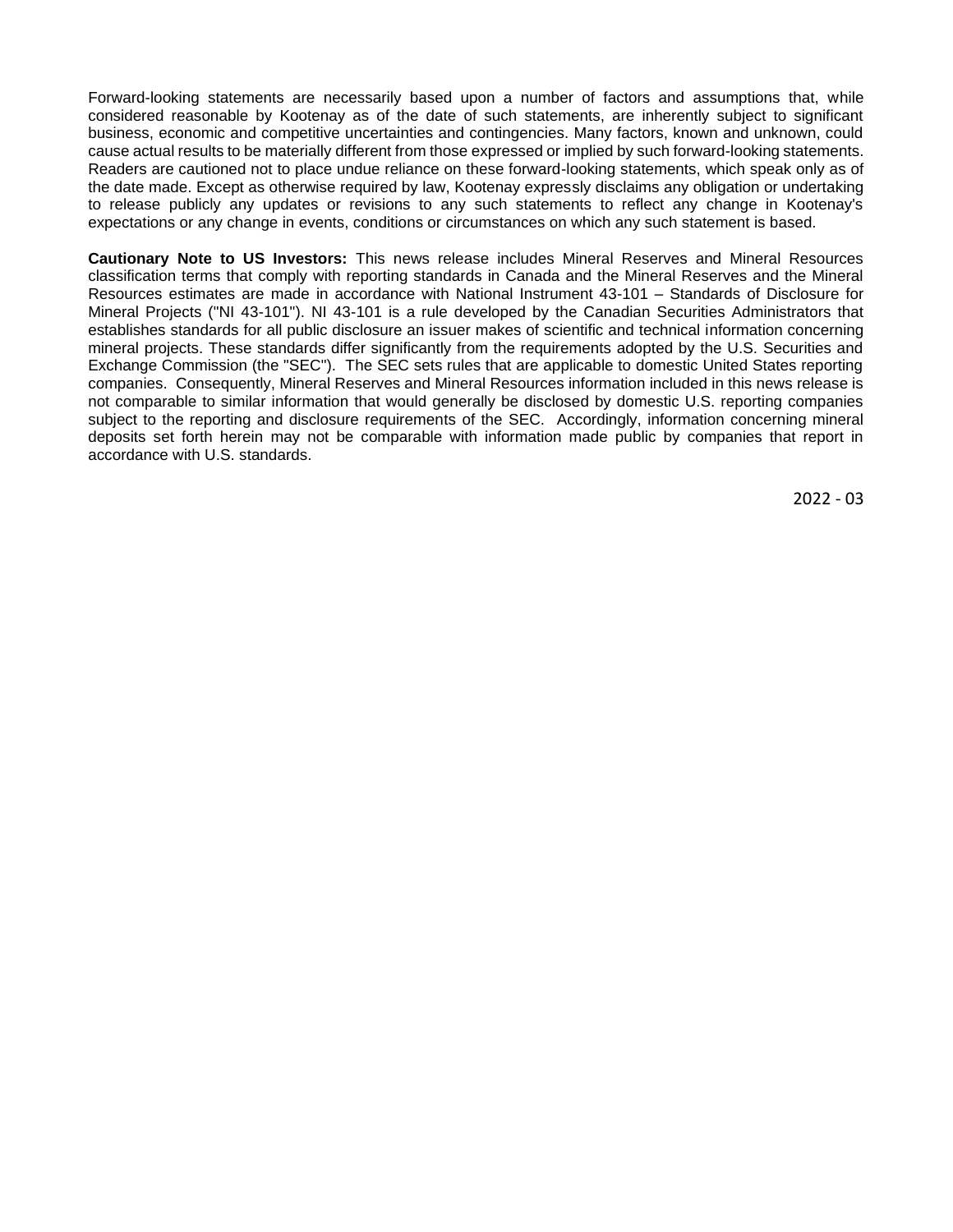Forward-looking statements are necessarily based upon a number of factors and assumptions that, while considered reasonable by Kootenay as of the date of such statements, are inherently subject to significant business, economic and competitive uncertainties and contingencies. Many factors, known and unknown, could cause actual results to be materially different from those expressed or implied by such forward-looking statements. Readers are cautioned not to place undue reliance on these forward-looking statements, which speak only as of the date made. Except as otherwise required by law, Kootenay expressly disclaims any obligation or undertaking to release publicly any updates or revisions to any such statements to reflect any change in Kootenay's expectations or any change in events, conditions or circumstances on which any such statement is based.

**Cautionary Note to US Investors:** This news release includes Mineral Reserves and Mineral Resources classification terms that comply with reporting standards in Canada and the Mineral Reserves and the Mineral Resources estimates are made in accordance with National Instrument 43-101 – Standards of Disclosure for Mineral Projects ("NI 43-101"). NI 43-101 is a rule developed by the Canadian Securities Administrators that establishes standards for all public disclosure an issuer makes of scientific and technical information concerning mineral projects. These standards differ significantly from the requirements adopted by the U.S. Securities and Exchange Commission (the "SEC"). The SEC sets rules that are applicable to domestic United States reporting companies. Consequently, Mineral Reserves and Mineral Resources information included in this news release is not comparable to similar information that would generally be disclosed by domestic U.S. reporting companies subject to the reporting and disclosure requirements of the SEC. Accordingly, information concerning mineral deposits set forth herein may not be comparable with information made public by companies that report in accordance with U.S. standards.

2022 - 03